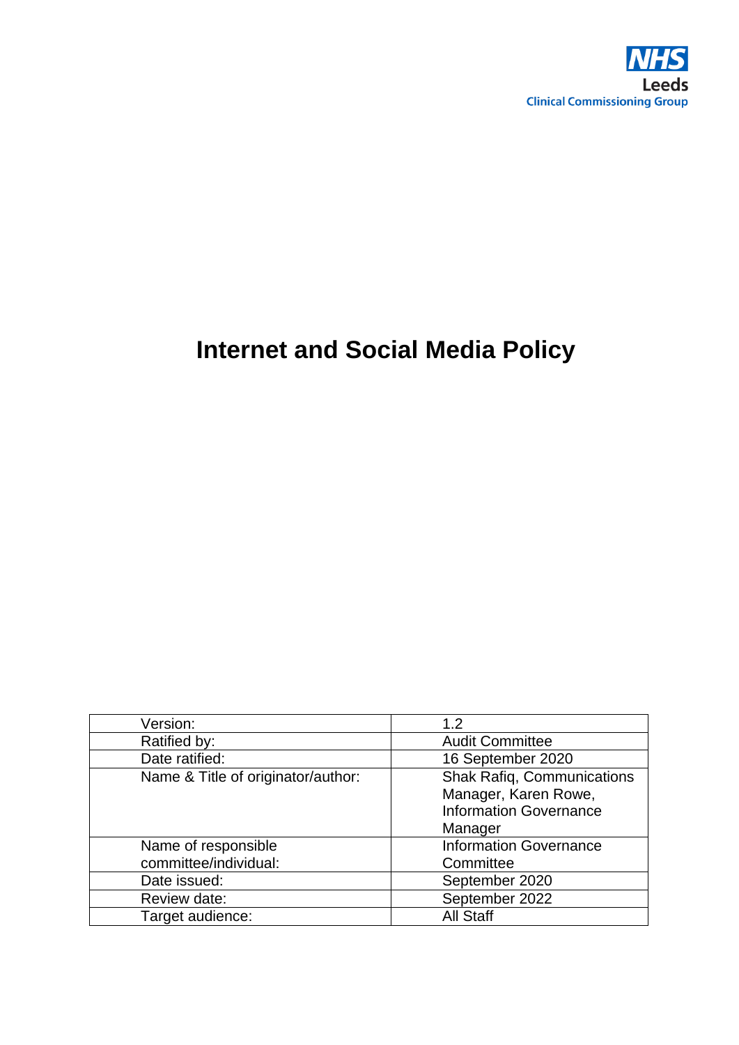NHS
Leeds
Clinical Commissioning Group

# Internet and Social Media Policy

| Version: | 1.2 |
|---|---|
| Ratified by: | Audit Committee |
| Date ratified: | 16 September 2020 |
| Name & Title of originator/author: | Shak Rafiq, Communications Manager, Karen Rowe, Information Governance Manager |
| Name of responsible committee/individual: | Information Governance Committee |
| Date issued: | September 2020 |
| Review date: | September 2022 |
| Target audience: | All Staff |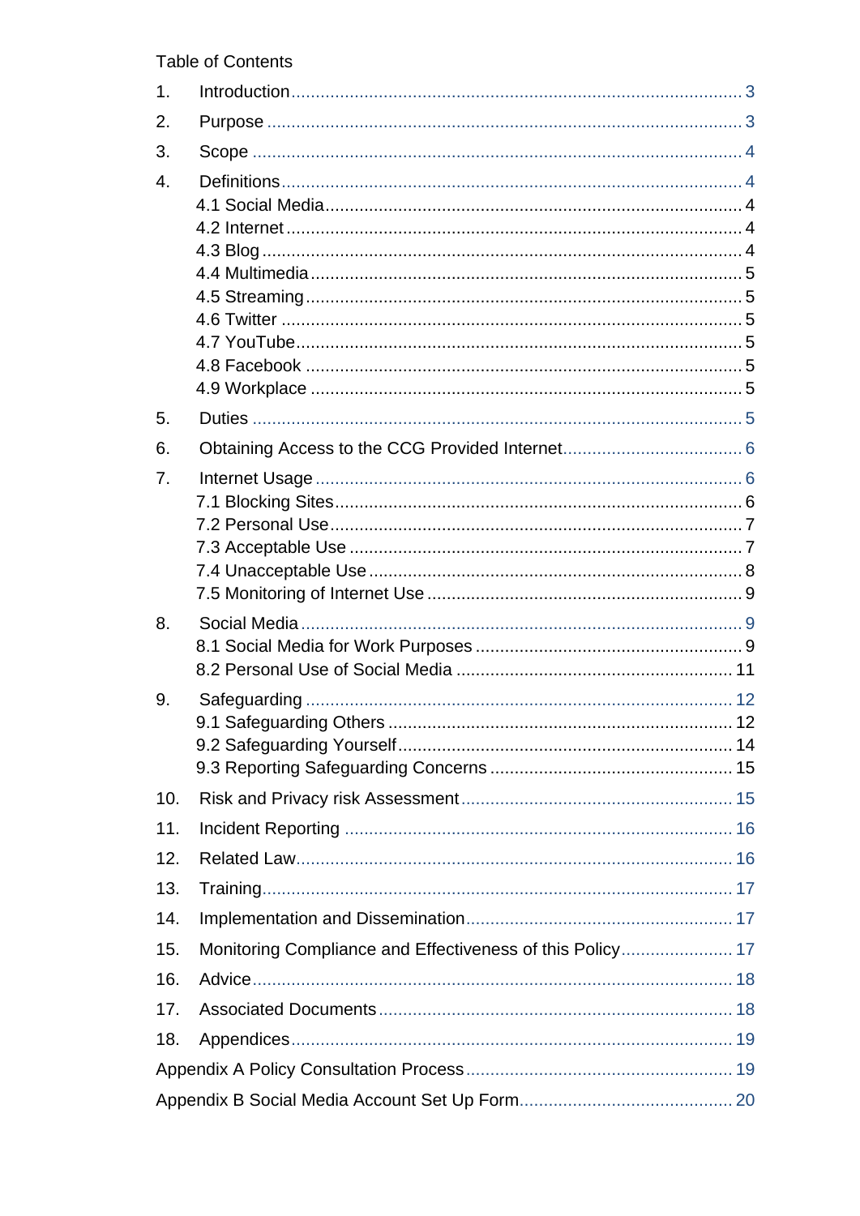Table of Contents

1. Introduction ... 3
2. Purpose ... 3
3. Scope ... 4
4. Definitions ... 4
   - 4.1 Social Media ... 4
   - 4.2 Internet ... 4
   - 4.3 Blog ... 4
   - 4.4 Multimedia ... 5
   - 4.5 Streaming ... 5
   - 4.6 Twitter ... 5
   - 4.7 YouTube ... 5
   - 4.8 Facebook ... 5
   - 4.9 Workplace ... 5
5. Duties ... 5
6. Obtaining Access to the CCG Provided Internet ... 6
7. Internet Usage ... 6
   - 7.1 Blocking Sites ... 6
   - 7.2 Personal Use ... 7
   - 7.3 Acceptable Use ... 7
   - 7.4 Unacceptable Use ... 8
   - 7.5 Monitoring of Internet Use ... 9
8. Social Media ... 9
   - 8.1 Social Media for Work Purposes ... 9
   - 8.2 Personal Use of Social Media ... 11
9. Safeguarding ... 12
   - 9.1 Safeguarding Others ... 12
   - 9.2 Safeguarding Yourself ... 14
   - 9.3 Reporting Safeguarding Concerns ... 15
10. Risk and Privacy risk Assessment ... 15
11. Incident Reporting ... 16
12. Related Law ... 16
13. Training ... 17
14. Implementation and Dissemination ... 17
15. Monitoring Compliance and Effectiveness of this Policy ... 17
16. Advice ... 18
17. Associated Documents ... 18
18. Appendices ... 19

Appendix A Policy Consultation Process ... 19

Appendix B Social Media Account Set Up Form ... 20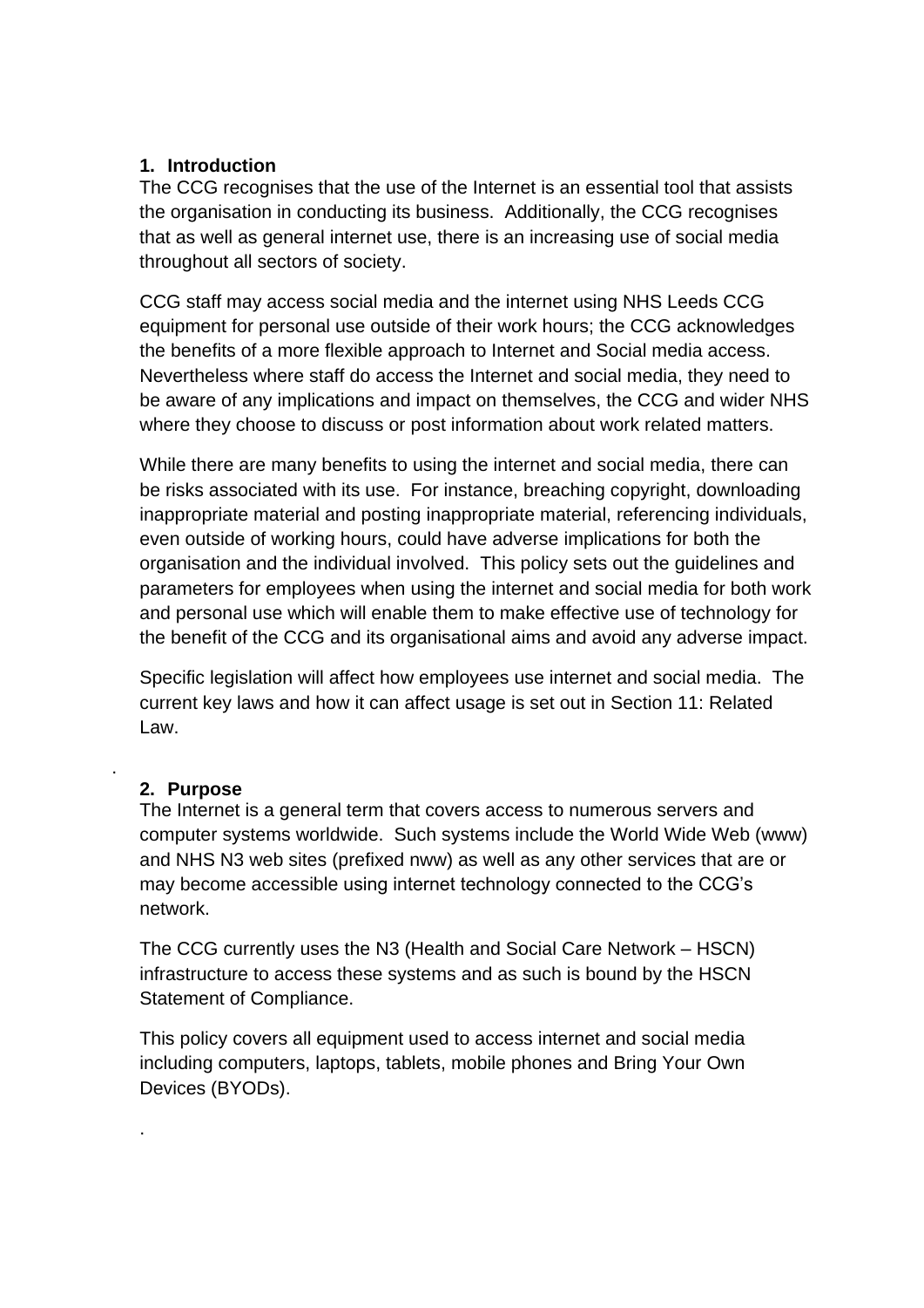## 1. Introduction

The CCG recognises that the use of the Internet is an essential tool that assists the organisation in conducting its business. Additionally, the CCG recognises that as well as general internet use, there is an increasing use of social media throughout all sectors of society.

CCG staff may access social media and the internet using NHS Leeds CCG equipment for personal use outside of their work hours; the CCG acknowledges the benefits of a more flexible approach to Internet and Social media access. Nevertheless where staff do access the Internet and social media, they need to be aware of any implications and impact on themselves, the CCG and wider NHS where they choose to discuss or post information about work related matters.

While there are many benefits to using the internet and social media, there can be risks associated with its use. For instance, breaching copyright, downloading inappropriate material and posting inappropriate material, referencing individuals, even outside of working hours, could have adverse implications for both the organisation and the individual involved. This policy sets out the guidelines and parameters for employees when using the internet and social media for both work and personal use which will enable them to make effective use of technology for the benefit of the CCG and its organisational aims and avoid any adverse impact.

Specific legislation will affect how employees use internet and social media. The current key laws and how it can affect usage is set out in Section 11: Related Law.

## 2. Purpose

The Internet is a general term that covers access to numerous servers and computer systems worldwide. Such systems include the World Wide Web (www) and NHS N3 web sites (prefixed nww) as well as any other services that are or may become accessible using internet technology connected to the CCG's network.

The CCG currently uses the N3 (Health and Social Care Network – HSCN) infrastructure to access these systems and as such is bound by the HSCN Statement of Compliance.

This policy covers all equipment used to access internet and social media including computers, laptops, tablets, mobile phones and Bring Your Own Devices (BYODs).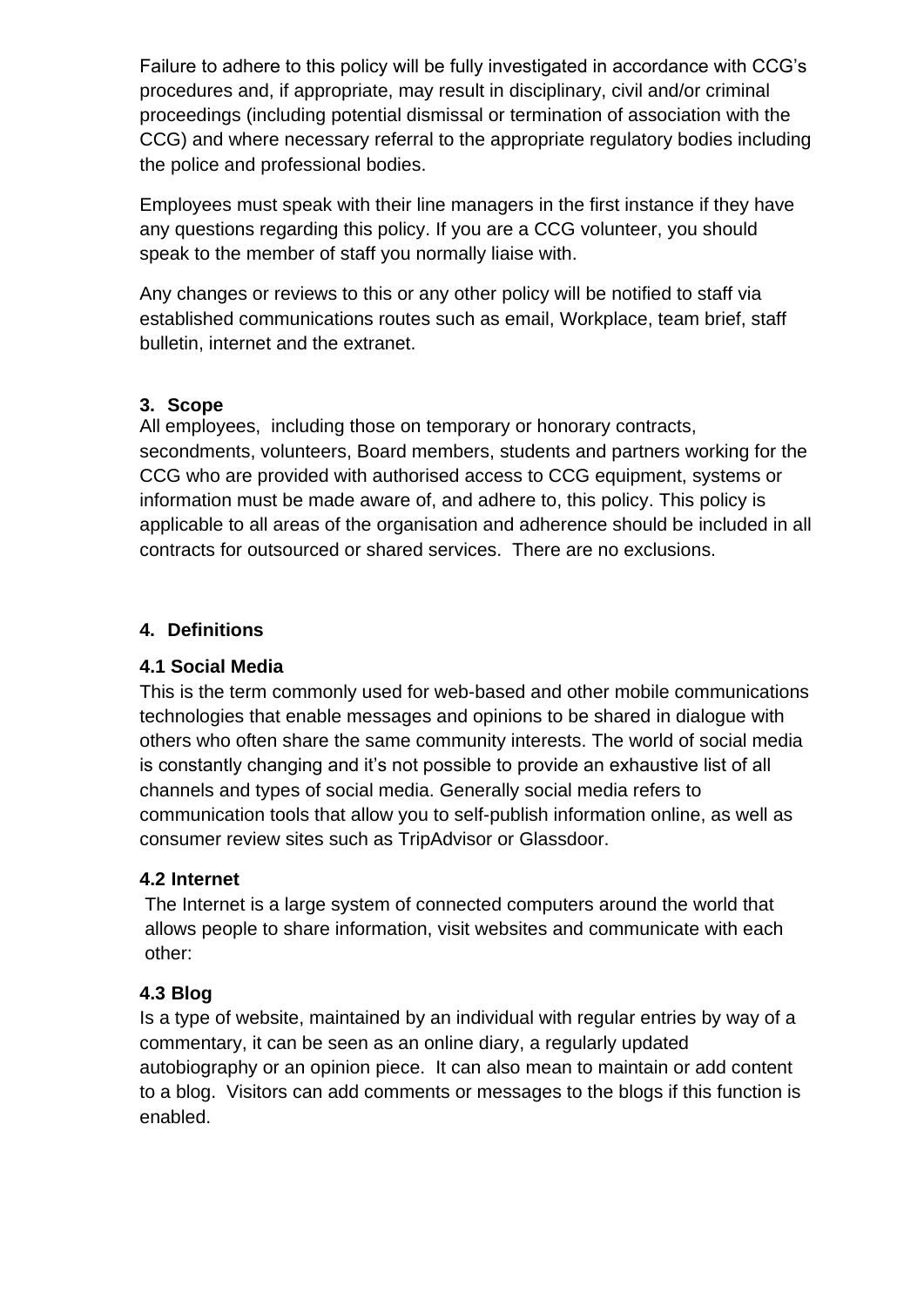Failure to adhere to this policy will be fully investigated in accordance with CCG's procedures and, if appropriate, may result in disciplinary, civil and/or criminal proceedings (including potential dismissal or termination of association with the CCG) and where necessary referral to the appropriate regulatory bodies including the police and professional bodies.

Employees must speak with their line managers in the first instance if they have any questions regarding this policy. If you are a CCG volunteer, you should speak to the member of staff you normally liaise with.

Any changes or reviews to this or any other policy will be notified to staff via established communications routes such as email, Workplace, team brief, staff bulletin, internet and the extranet.

## 3. Scope

All employees, including those on temporary or honorary contracts, secondments, volunteers, Board members, students and partners working for the CCG who are provided with authorised access to CCG equipment, systems or information must be made aware of, and adhere to, this policy. This policy is applicable to all areas of the organisation and adherence should be included in all contracts for outsourced or shared services. There are no exclusions.

## 4. Definitions

### 4.1 Social Media

This is the term commonly used for web-based and other mobile communications technologies that enable messages and opinions to be shared in dialogue with others who often share the same community interests. The world of social media is constantly changing and it's not possible to provide an exhaustive list of all channels and types of social media. Generally social media refers to communication tools that allow you to self-publish information online, as well as consumer review sites such as TripAdvisor or Glassdoor.

### 4.2 Internet

The Internet is a large system of connected computers around the world that allows people to share information, visit websites and communicate with each other:

### 4.3 Blog

Is a type of website, maintained by an individual with regular entries by way of a commentary, it can be seen as an online diary, a regularly updated autobiography or an opinion piece. It can also mean to maintain or add content to a blog. Visitors can add comments or messages to the blogs if this function is enabled.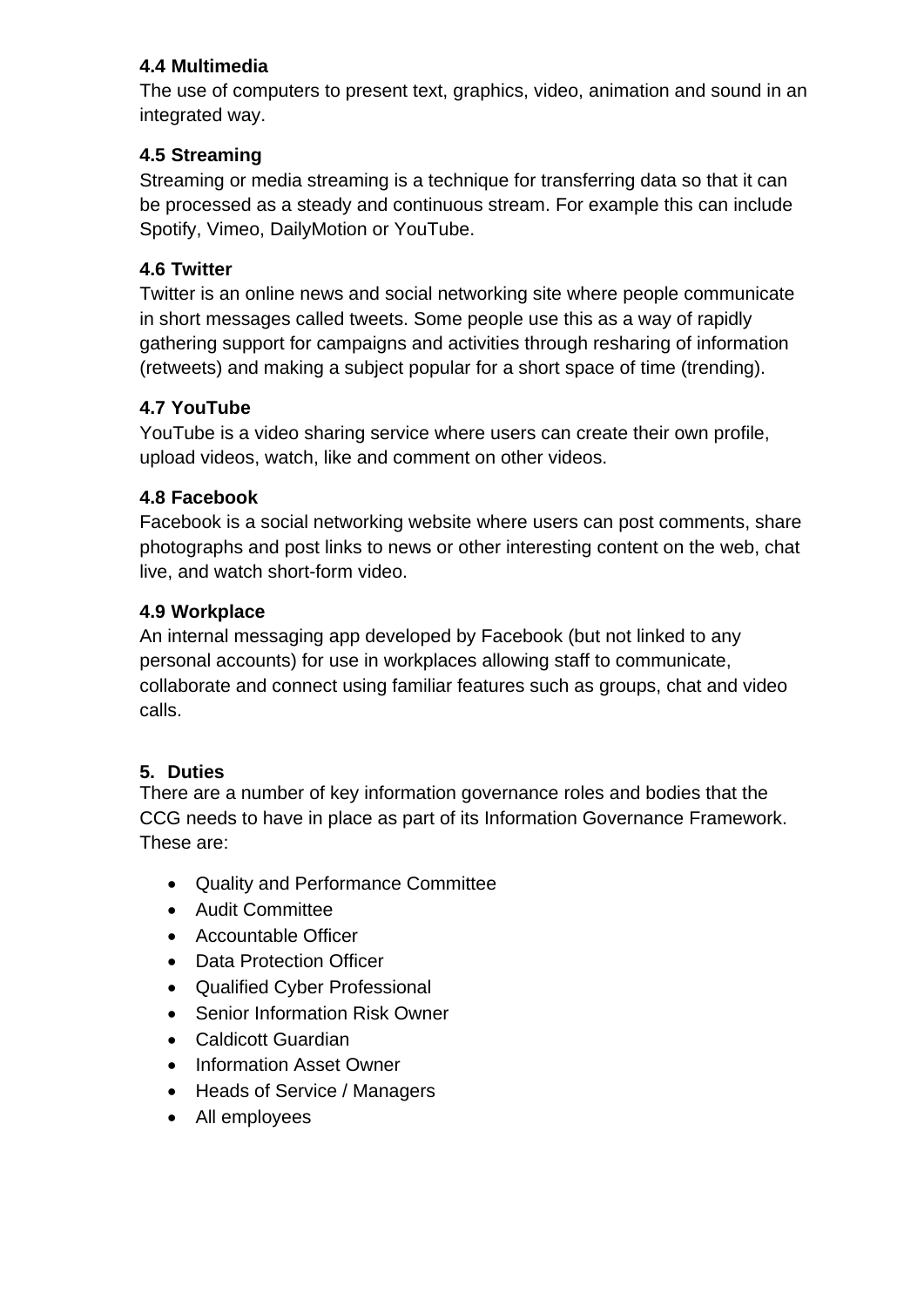### 4.4 Multimedia

The use of computers to present text, graphics, video, animation and sound in an integrated way.

### 4.5 Streaming

Streaming or media streaming is a technique for transferring data so that it can be processed as a steady and continuous stream. For example this can include Spotify, Vimeo, DailyMotion or YouTube.

### 4.6 Twitter

Twitter is an online news and social networking site where people communicate in short messages called tweets. Some people use this as a way of rapidly gathering support for campaigns and activities through resharing of information (retweets) and making a subject popular for a short space of time (trending).

### 4.7 YouTube

YouTube is a video sharing service where users can create their own profile, upload videos, watch, like and comment on other videos.

### 4.8 Facebook

Facebook is a social networking website where users can post comments, share photographs and post links to news or other interesting content on the web, chat live, and watch short-form video.

### 4.9 Workplace

An internal messaging app developed by Facebook (but not linked to any personal accounts) for use in workplaces allowing staff to communicate, collaborate and connect using familiar features such as groups, chat and video calls.

## 5. Duties

There are a number of key information governance roles and bodies that the CCG needs to have in place as part of its Information Governance Framework. These are:

- Quality and Performance Committee
- Audit Committee
- Accountable Officer
- Data Protection Officer
- Qualified Cyber Professional
- Senior Information Risk Owner
- Caldicott Guardian
- Information Asset Owner
- Heads of Service / Managers
- All employees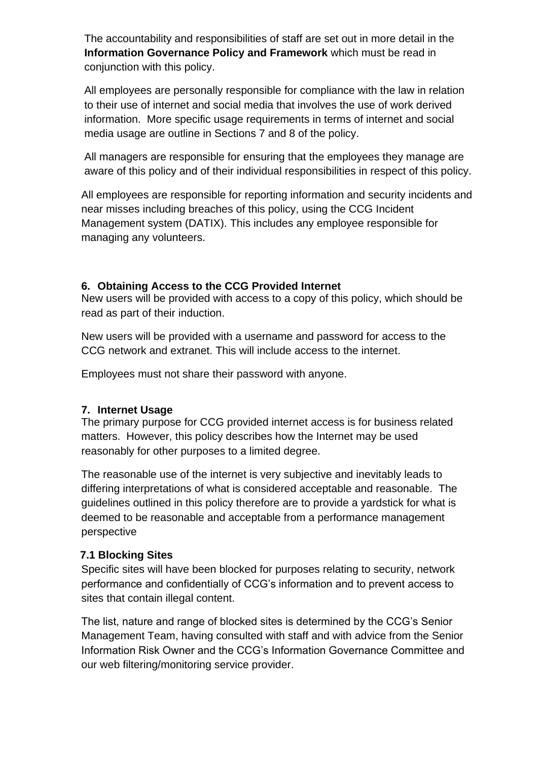The accountability and responsibilities of staff are set out in more detail in the **Information Governance Policy and Framework** which must be read in conjunction with this policy.

All employees are personally responsible for compliance with the law in relation to their use of internet and social media that involves the use of work derived information. More specific usage requirements in terms of internet and social media usage are outline in Sections 7 and 8 of the policy.

All managers are responsible for ensuring that the employees they manage are aware of this policy and of their individual responsibilities in respect of this policy.

All employees are responsible for reporting information and security incidents and near misses including breaches of this policy, using the CCG Incident Management system (DATIX). This includes any employee responsible for managing any volunteers.

## 6. Obtaining Access to the CCG Provided Internet

New users will be provided with access to a copy of this policy, which should be read as part of their induction.

New users will be provided with a username and password for access to the CCG network and extranet. This will include access to the internet.

Employees must not share their password with anyone.

## 7. Internet Usage

The primary purpose for CCG provided internet access is for business related matters. However, this policy describes how the Internet may be used reasonably for other purposes to a limited degree.

The reasonable use of the internet is very subjective and inevitably leads to differing interpretations of what is considered acceptable and reasonable. The guidelines outlined in this policy therefore are to provide a yardstick for what is deemed to be reasonable and acceptable from a performance management perspective

### 7.1 Blocking Sites

Specific sites will have been blocked for purposes relating to security, network performance and confidentially of CCG's information and to prevent access to sites that contain illegal content.

The list, nature and range of blocked sites is determined by the CCG's Senior Management Team, having consulted with staff and with advice from the Senior Information Risk Owner and the CCG's Information Governance Committee and our web filtering/monitoring service provider.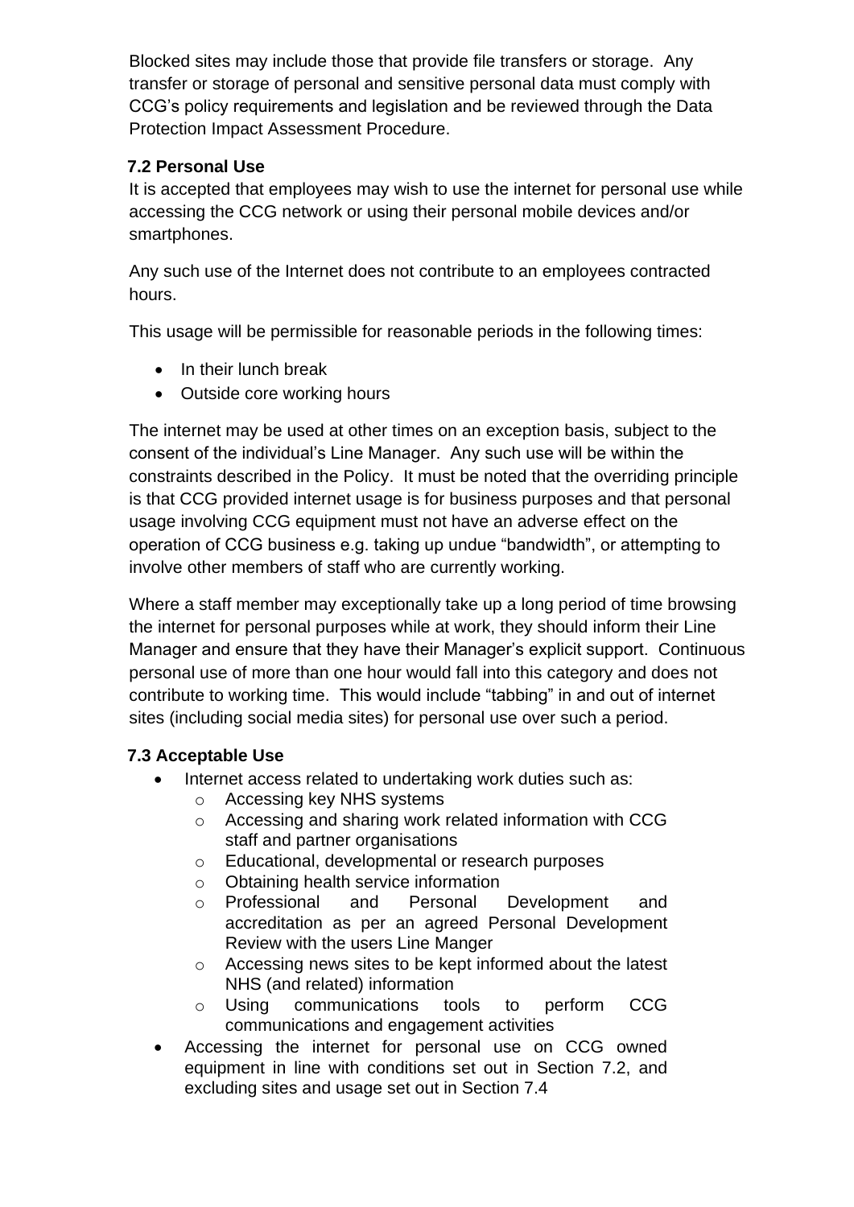Blocked sites may include those that provide file transfers or storage. Any transfer or storage of personal and sensitive personal data must comply with CCG's policy requirements and legislation and be reviewed through the Data Protection Impact Assessment Procedure.

### 7.2 Personal Use

It is accepted that employees may wish to use the internet for personal use while accessing the CCG network or using their personal mobile devices and/or smartphones.

Any such use of the Internet does not contribute to an employees contracted hours.

This usage will be permissible for reasonable periods in the following times:

- In their lunch break
- Outside core working hours

The internet may be used at other times on an exception basis, subject to the consent of the individual's Line Manager. Any such use will be within the constraints described in the Policy. It must be noted that the overriding principle is that CCG provided internet usage is for business purposes and that personal usage involving CCG equipment must not have an adverse effect on the operation of CCG business e.g. taking up undue "bandwidth", or attempting to involve other members of staff who are currently working.

Where a staff member may exceptionally take up a long period of time browsing the internet for personal purposes while at work, they should inform their Line Manager and ensure that they have their Manager's explicit support. Continuous personal use of more than one hour would fall into this category and does not contribute to working time. This would include "tabbing" in and out of internet sites (including social media sites) for personal use over such a period.

### 7.3 Acceptable Use

- Internet access related to undertaking work duties such as:
  - Accessing key NHS systems
  - Accessing and sharing work related information with CCG staff and partner organisations
  - Educational, developmental or research purposes
  - Obtaining health service information
  - Professional and Personal Development and accreditation as per an agreed Personal Development Review with the users Line Manger
  - Accessing news sites to be kept informed about the latest NHS (and related) information
  - Using communications tools to perform CCG communications and engagement activities
- Accessing the internet for personal use on CCG owned equipment in line with conditions set out in Section 7.2, and excluding sites and usage set out in Section 7.4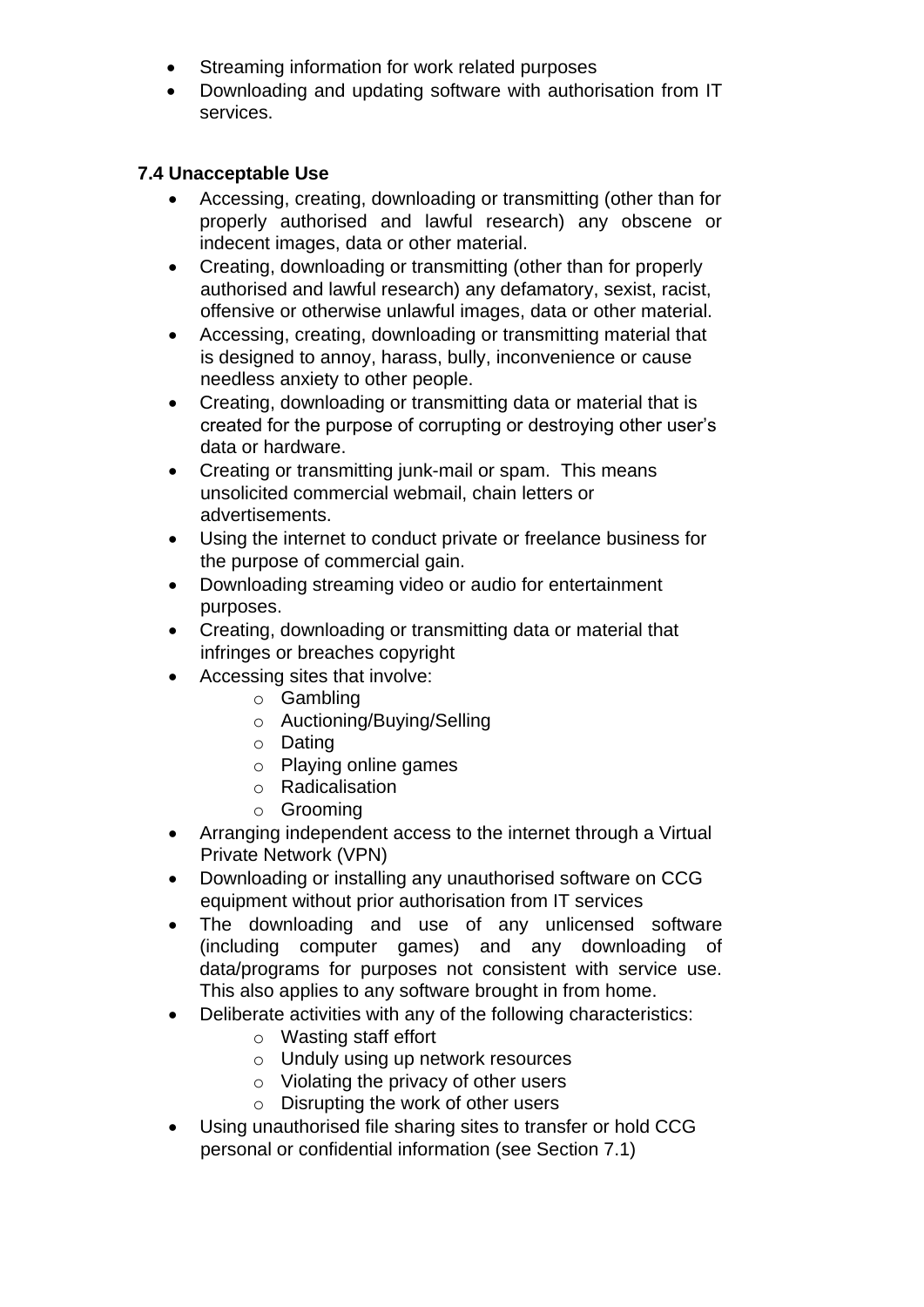- Streaming information for work related purposes
- Downloading and updating software with authorisation from IT services.

### 7.4 Unacceptable Use

- Accessing, creating, downloading or transmitting (other than for properly authorised and lawful research) any obscene or indecent images, data or other material.
- Creating, downloading or transmitting (other than for properly authorised and lawful research) any defamatory, sexist, racist, offensive or otherwise unlawful images, data or other material.
- Accessing, creating, downloading or transmitting material that is designed to annoy, harass, bully, inconvenience or cause needless anxiety to other people.
- Creating, downloading or transmitting data or material that is created for the purpose of corrupting or destroying other user's data or hardware.
- Creating or transmitting junk-mail or spam. This means unsolicited commercial webmail, chain letters or advertisements.
- Using the internet to conduct private or freelance business for the purpose of commercial gain.
- Downloading streaming video or audio for entertainment purposes.
- Creating, downloading or transmitting data or material that infringes or breaches copyright
- Accessing sites that involve:
    - Gambling
    - Auctioning/Buying/Selling
    - Dating
    - Playing online games
    - Radicalisation
    - Grooming
- Arranging independent access to the internet through a Virtual Private Network (VPN)
- Downloading or installing any unauthorised software on CCG equipment without prior authorisation from IT services
- The downloading and use of any unlicensed software (including computer games) and any downloading of data/programs for purposes not consistent with service use. This also applies to any software brought in from home.
- Deliberate activities with any of the following characteristics:
    - Wasting staff effort
    - Unduly using up network resources
    - Violating the privacy of other users
    - Disrupting the work of other users
- Using unauthorised file sharing sites to transfer or hold CCG personal or confidential information (see Section 7.1)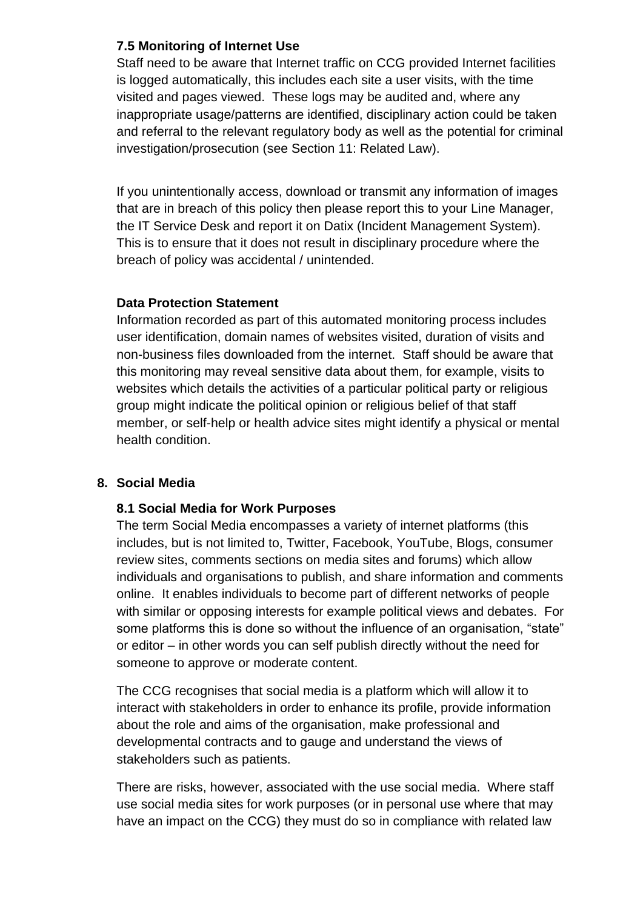### 7.5 Monitoring of Internet Use

Staff need to be aware that Internet traffic on CCG provided Internet facilities is logged automatically, this includes each site a user visits, with the time visited and pages viewed. These logs may be audited and, where any inappropriate usage/patterns are identified, disciplinary action could be taken and referral to the relevant regulatory body as well as the potential for criminal investigation/prosecution (see Section 11: Related Law).

If you unintentionally access, download or transmit any information of images that are in breach of this policy then please report this to your Line Manager, the IT Service Desk and report it on Datix (Incident Management System). This is to ensure that it does not result in disciplinary procedure where the breach of policy was accidental / unintended.

**Data Protection Statement**

Information recorded as part of this automated monitoring process includes user identification, domain names of websites visited, duration of visits and non-business files downloaded from the internet. Staff should be aware that this monitoring may reveal sensitive data about them, for example, visits to websites which details the activities of a particular political party or religious group might indicate the political opinion or religious belief of that staff member, or self-help or health advice sites might identify a physical or mental health condition.

## 8. Social Media

### 8.1 Social Media for Work Purposes

The term Social Media encompasses a variety of internet platforms (this includes, but is not limited to, Twitter, Facebook, YouTube, Blogs, consumer review sites, comments sections on media sites and forums) which allow individuals and organisations to publish, and share information and comments online. It enables individuals to become part of different networks of people with similar or opposing interests for example political views and debates. For some platforms this is done so without the influence of an organisation, "state" or editor – in other words you can self publish directly without the need for someone to approve or moderate content.

The CCG recognises that social media is a platform which will allow it to interact with stakeholders in order to enhance its profile, provide information about the role and aims of the organisation, make professional and developmental contracts and to gauge and understand the views of stakeholders such as patients.

There are risks, however, associated with the use social media. Where staff use social media sites for work purposes (or in personal use where that may have an impact on the CCG) they must do so in compliance with related law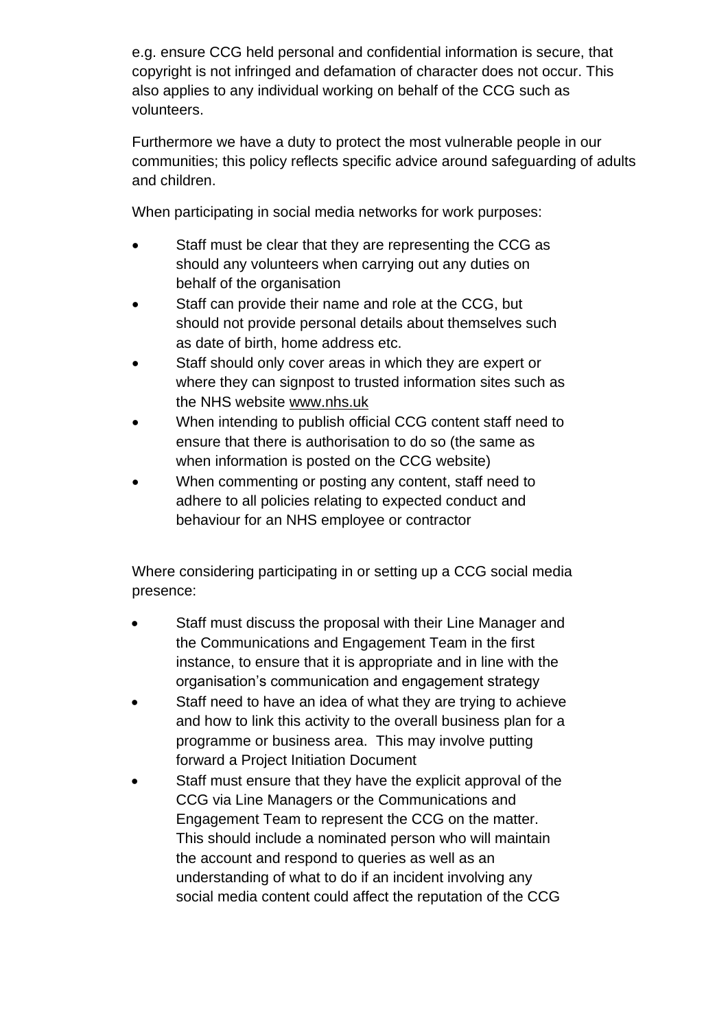e.g. ensure CCG held personal and confidential information is secure, that copyright is not infringed and defamation of character does not occur. This also applies to any individual working on behalf of the CCG such as volunteers.

Furthermore we have a duty to protect the most vulnerable people in our communities; this policy reflects specific advice around safeguarding of adults and children.

When participating in social media networks for work purposes:

- Staff must be clear that they are representing the CCG as should any volunteers when carrying out any duties on behalf of the organisation
- Staff can provide their name and role at the CCG, but should not provide personal details about themselves such as date of birth, home address etc.
- Staff should only cover areas in which they are expert or where they can signpost to trusted information sites such as the NHS website www.nhs.uk
- When intending to publish official CCG content staff need to ensure that there is authorisation to do so (the same as when information is posted on the CCG website)
- When commenting or posting any content, staff need to adhere to all policies relating to expected conduct and behaviour for an NHS employee or contractor

Where considering participating in or setting up a CCG social media presence:

- Staff must discuss the proposal with their Line Manager and the Communications and Engagement Team in the first instance, to ensure that it is appropriate and in line with the organisation's communication and engagement strategy
- Staff need to have an idea of what they are trying to achieve and how to link this activity to the overall business plan for a programme or business area. This may involve putting forward a Project Initiation Document
- Staff must ensure that they have the explicit approval of the CCG via Line Managers or the Communications and Engagement Team to represent the CCG on the matter. This should include a nominated person who will maintain the account and respond to queries as well as an understanding of what to do if an incident involving any social media content could affect the reputation of the CCG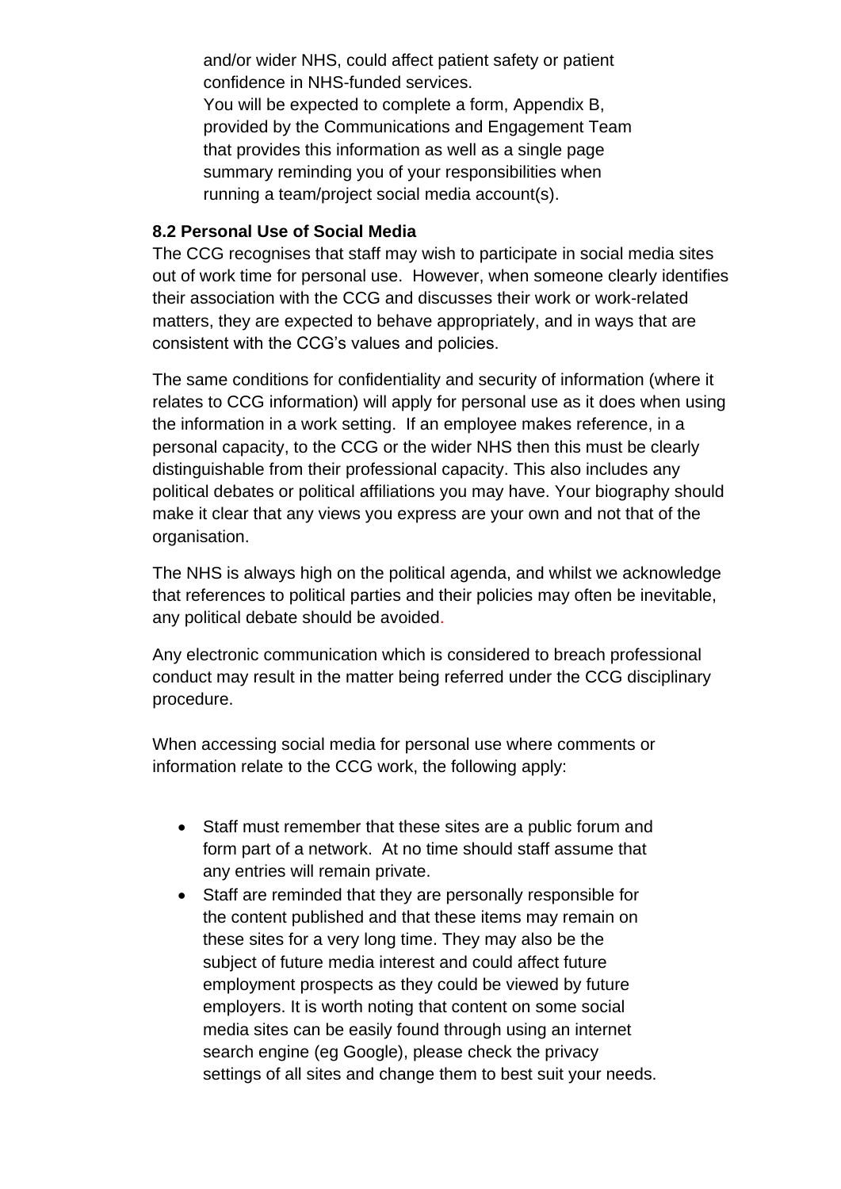and/or wider NHS, could affect patient safety or patient confidence in NHS-funded services.

You will be expected to complete a form, Appendix B, provided by the Communications and Engagement Team that provides this information as well as a single page summary reminding you of your responsibilities when running a team/project social media account(s).

**8.2 Personal Use of Social Media**

The CCG recognises that staff may wish to participate in social media sites out of work time for personal use. However, when someone clearly identifies their association with the CCG and discusses their work or work-related matters, they are expected to behave appropriately, and in ways that are consistent with the CCG's values and policies.

The same conditions for confidentiality and security of information (where it relates to CCG information) will apply for personal use as it does when using the information in a work setting. If an employee makes reference, in a personal capacity, to the CCG or the wider NHS then this must be clearly distinguishable from their professional capacity. This also includes any political debates or political affiliations you may have. Your biography should make it clear that any views you express are your own and not that of the organisation.

The NHS is always high on the political agenda, and whilst we acknowledge that references to political parties and their policies may often be inevitable, any political debate should be avoided.

Any electronic communication which is considered to breach professional conduct may result in the matter being referred under the CCG disciplinary procedure.

When accessing social media for personal use where comments or information relate to the CCG work, the following apply:

- Staff must remember that these sites are a public forum and form part of a network. At no time should staff assume that any entries will remain private.
- Staff are reminded that they are personally responsible for the content published and that these items may remain on these sites for a very long time. They may also be the subject of future media interest and could affect future employment prospects as they could be viewed by future employers. It is worth noting that content on some social media sites can be easily found through using an internet search engine (eg Google), please check the privacy settings of all sites and change them to best suit your needs.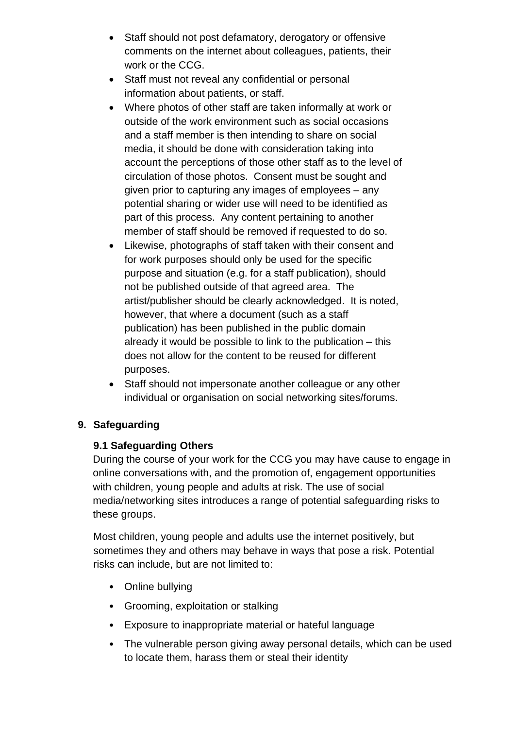- Staff should not post defamatory, derogatory or offensive comments on the internet about colleagues, patients, their work or the CCG.
- Staff must not reveal any confidential or personal information about patients, or staff.
- Where photos of other staff are taken informally at work or outside of the work environment such as social occasions and a staff member is then intending to share on social media, it should be done with consideration taking into account the perceptions of those other staff as to the level of circulation of those photos. Consent must be sought and given prior to capturing any images of employees – any potential sharing or wider use will need to be identified as part of this process. Any content pertaining to another member of staff should be removed if requested to do so.
- Likewise, photographs of staff taken with their consent and for work purposes should only be used for the specific purpose and situation (e.g. for a staff publication), should not be published outside of that agreed area. The artist/publisher should be clearly acknowledged. It is noted, however, that where a document (such as a staff publication) has been published in the public domain already it would be possible to link to the publication – this does not allow for the content to be reused for different purposes.
- Staff should not impersonate another colleague or any other individual or organisation on social networking sites/forums.

## 9. Safeguarding

### 9.1 Safeguarding Others

During the course of your work for the CCG you may have cause to engage in online conversations with, and the promotion of, engagement opportunities with children, young people and adults at risk. The use of social media/networking sites introduces a range of potential safeguarding risks to these groups.

Most children, young people and adults use the internet positively, but sometimes they and others may behave in ways that pose a risk. Potential risks can include, but are not limited to:

- Online bullying
- Grooming, exploitation or stalking
- Exposure to inappropriate material or hateful language
- The vulnerable person giving away personal details, which can be used to locate them, harass them or steal their identity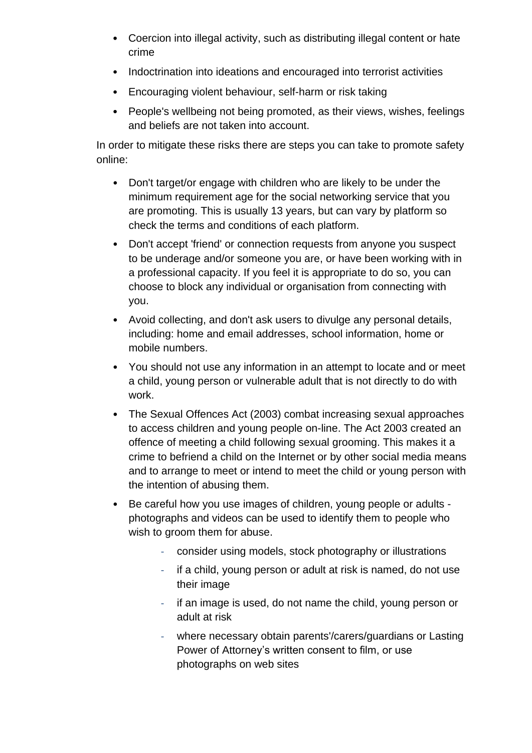- Coercion into illegal activity, such as distributing illegal content or hate crime
- Indoctrination into ideations and encouraged into terrorist activities
- Encouraging violent behaviour, self-harm or risk taking
- People's wellbeing not being promoted, as their views, wishes, feelings and beliefs are not taken into account.

In order to mitigate these risks there are steps you can take to promote safety online:

- Don't target/or engage with children who are likely to be under the minimum requirement age for the social networking service that you are promoting. This is usually 13 years, but can vary by platform so check the terms and conditions of each platform.
- Don't accept 'friend' or connection requests from anyone you suspect to be underage and/or someone you are, or have been working with in a professional capacity. If you feel it is appropriate to do so, you can choose to block any individual or organisation from connecting with you.
- Avoid collecting, and don't ask users to divulge any personal details, including: home and email addresses, school information, home or mobile numbers.
- You should not use any information in an attempt to locate and or meet a child, young person or vulnerable adult that is not directly to do with work.
- The Sexual Offences Act (2003) combat increasing sexual approaches to access children and young people on-line. The Act 2003 created an offence of meeting a child following sexual grooming. This makes it a crime to befriend a child on the Internet or by other social media means and to arrange to meet or intend to meet the child or young person with the intention of abusing them.
- Be careful how you use images of children, young people or adults - photographs and videos can be used to identify them to people who wish to groom them for abuse.
    - consider using models, stock photography or illustrations
    - if a child, young person or adult at risk is named, do not use their image
    - if an image is used, do not name the child, young person or adult at risk
    - where necessary obtain parents'/carers/guardians or Lasting Power of Attorney's written consent to film, or use photographs on web sites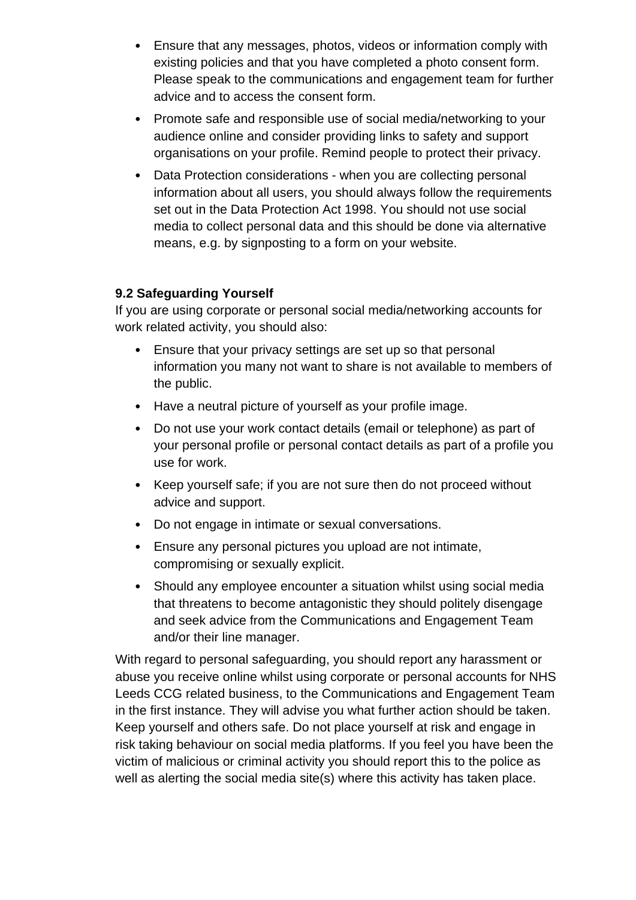- Ensure that any messages, photos, videos or information comply with existing policies and that you have completed a photo consent form. Please speak to the communications and engagement team for further advice and to access the consent form.
- Promote safe and responsible use of social media/networking to your audience online and consider providing links to safety and support organisations on your profile. Remind people to protect their privacy.
- Data Protection considerations - when you are collecting personal information about all users, you should always follow the requirements set out in the Data Protection Act 1998. You should not use social media to collect personal data and this should be done via alternative means, e.g. by signposting to a form on your website.

### 9.2 Safeguarding Yourself

If you are using corporate or personal social media/networking accounts for work related activity, you should also:

- Ensure that your privacy settings are set up so that personal information you many not want to share is not available to members of the public.
- Have a neutral picture of yourself as your profile image.
- Do not use your work contact details (email or telephone) as part of your personal profile or personal contact details as part of a profile you use for work.
- Keep yourself safe; if you are not sure then do not proceed without advice and support.
- Do not engage in intimate or sexual conversations.
- Ensure any personal pictures you upload are not intimate, compromising or sexually explicit.
- Should any employee encounter a situation whilst using social media that threatens to become antagonistic they should politely disengage and seek advice from the Communications and Engagement Team and/or their line manager.

With regard to personal safeguarding, you should report any harassment or abuse you receive online whilst using corporate or personal accounts for NHS Leeds CCG related business, to the Communications and Engagement Team in the first instance. They will advise you what further action should be taken. Keep yourself and others safe. Do not place yourself at risk and engage in risk taking behaviour on social media platforms. If you feel you have been the victim of malicious or criminal activity you should report this to the police as well as alerting the social media site(s) where this activity has taken place.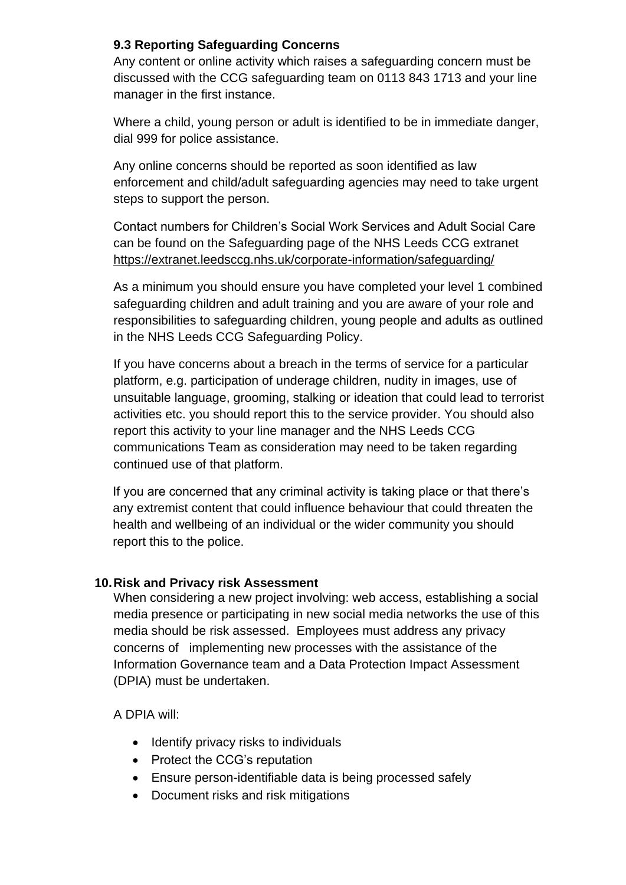### 9.3 Reporting Safeguarding Concerns

Any content or online activity which raises a safeguarding concern must be discussed with the CCG safeguarding team on 0113 843 1713 and your line manager in the first instance.

Where a child, young person or adult is identified to be in immediate danger, dial 999 for police assistance.

Any online concerns should be reported as soon identified as law enforcement and child/adult safeguarding agencies may need to take urgent steps to support the person.

Contact numbers for Children's Social Work Services and Adult Social Care can be found on the Safeguarding page of the NHS Leeds CCG extranet https://extranet.leedsccg.nhs.uk/corporate-information/safeguarding/

As a minimum you should ensure you have completed your level 1 combined safeguarding children and adult training and you are aware of your role and responsibilities to safeguarding children, young people and adults as outlined in the NHS Leeds CCG Safeguarding Policy.

If you have concerns about a breach in the terms of service for a particular platform, e.g. participation of underage children, nudity in images, use of unsuitable language, grooming, stalking or ideation that could lead to terrorist activities etc. you should report this to the service provider. You should also report this activity to your line manager and the NHS Leeds CCG communications Team as consideration may need to be taken regarding continued use of that platform.

If you are concerned that any criminal activity is taking place or that there's any extremist content that could influence behaviour that could threaten the health and wellbeing of an individual or the wider community you should report this to the police.

## 10. Risk and Privacy risk Assessment

When considering a new project involving: web access, establishing a social media presence or participating in new social media networks the use of this media should be risk assessed. Employees must address any privacy concerns of implementing new processes with the assistance of the Information Governance team and a Data Protection Impact Assessment (DPIA) must be undertaken.

A DPIA will:

- Identify privacy risks to individuals
- Protect the CCG's reputation
- Ensure person-identifiable data is being processed safely
- Document risks and risk mitigations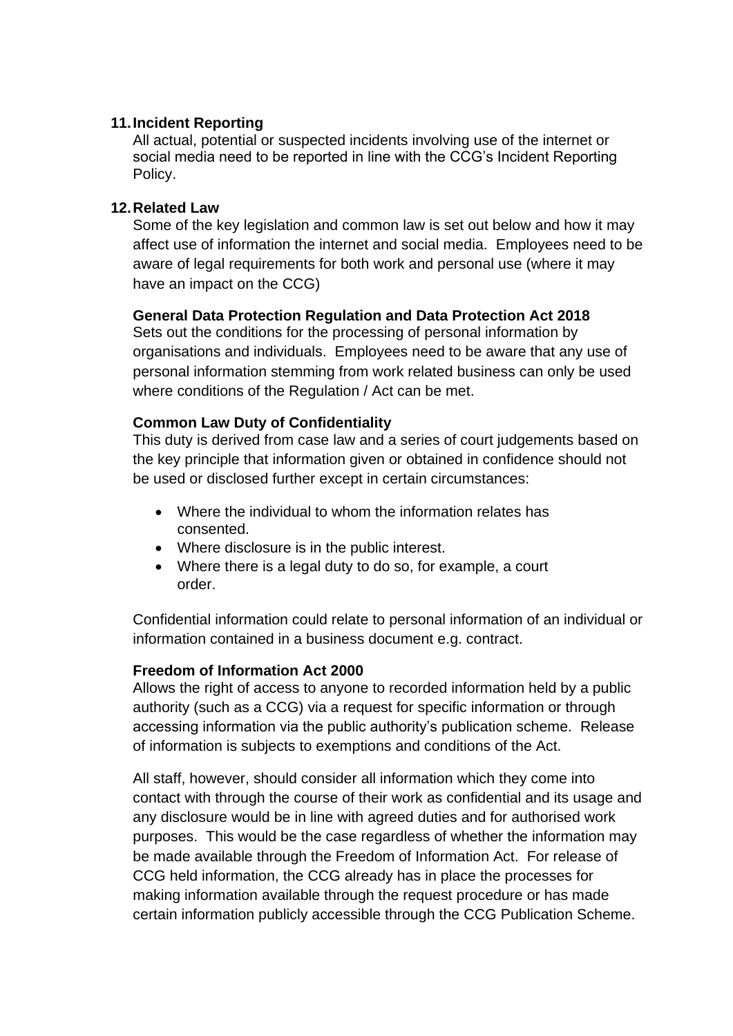## 11. Incident Reporting

All actual, potential or suspected incidents involving use of the internet or social media need to be reported in line with the CCG's Incident Reporting Policy.

## 12. Related Law

Some of the key legislation and common law is set out below and how it may affect use of information the internet and social media. Employees need to be aware of legal requirements for both work and personal use (where it may have an impact on the CCG)

**General Data Protection Regulation and Data Protection Act 2018**

Sets out the conditions for the processing of personal information by organisations and individuals. Employees need to be aware that any use of personal information stemming from work related business can only be used where conditions of the Regulation / Act can be met.

**Common Law Duty of Confidentiality**

This duty is derived from case law and a series of court judgements based on the key principle that information given or obtained in confidence should not be used or disclosed further except in certain circumstances:

- Where the individual to whom the information relates has consented.
- Where disclosure is in the public interest.
- Where there is a legal duty to do so, for example, a court order.

Confidential information could relate to personal information of an individual or information contained in a business document e.g. contract.

**Freedom of Information Act 2000**

Allows the right of access to anyone to recorded information held by a public authority (such as a CCG) via a request for specific information or through accessing information via the public authority's publication scheme. Release of information is subjects to exemptions and conditions of the Act.

All staff, however, should consider all information which they come into contact with through the course of their work as confidential and its usage and any disclosure would be in line with agreed duties and for authorised work purposes. This would be the case regardless of whether the information may be made available through the Freedom of Information Act. For release of CCG held information, the CCG already has in place the processes for making information available through the request procedure or has made certain information publicly accessible through the CCG Publication Scheme.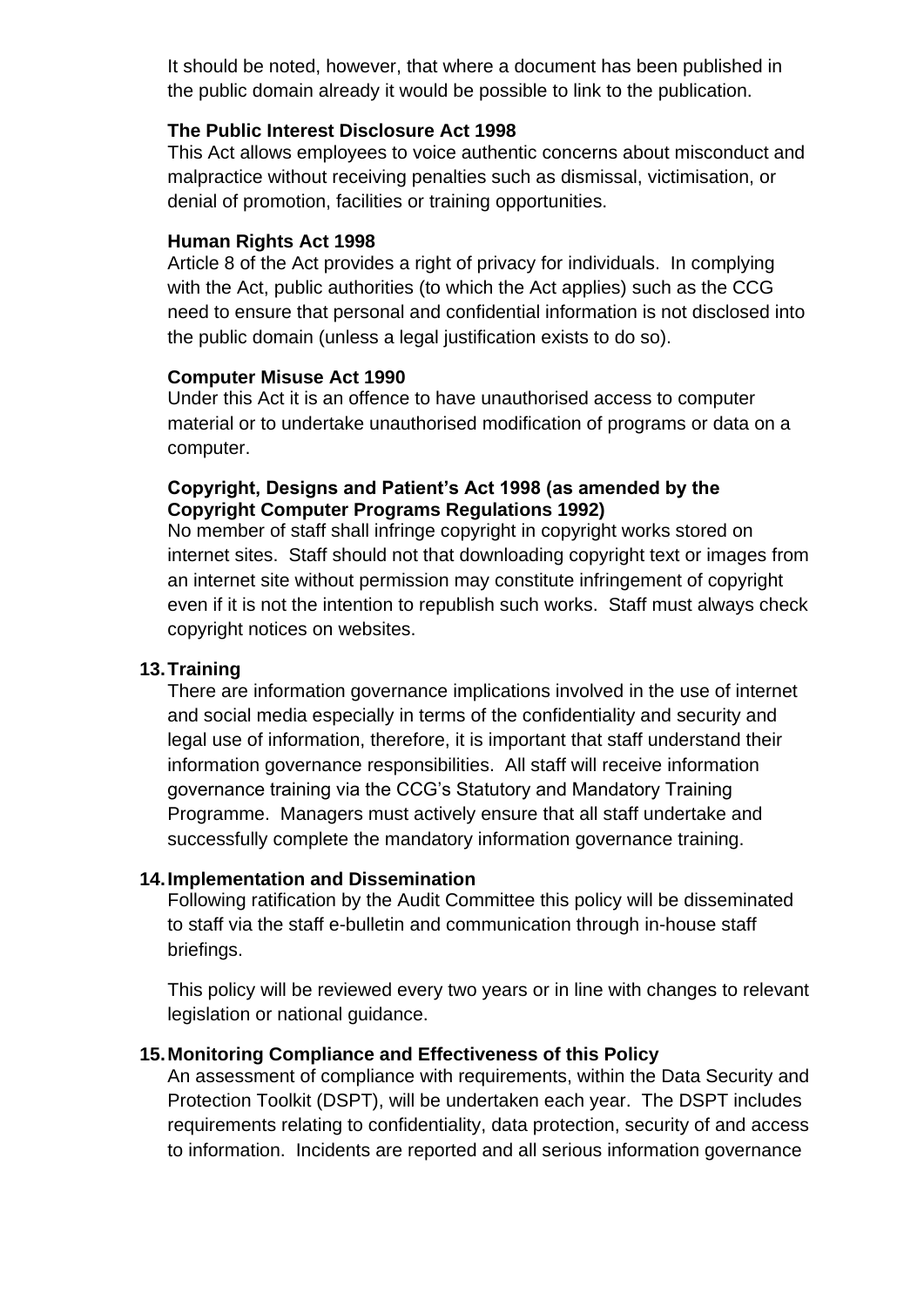It should be noted, however, that where a document has been published in the public domain already it would be possible to link to the publication.

**The Public Interest Disclosure Act 1998**

This Act allows employees to voice authentic concerns about misconduct and malpractice without receiving penalties such as dismissal, victimisation, or denial of promotion, facilities or training opportunities.

**Human Rights Act 1998**

Article 8 of the Act provides a right of privacy for individuals. In complying with the Act, public authorities (to which the Act applies) such as the CCG need to ensure that personal and confidential information is not disclosed into the public domain (unless a legal justification exists to do so).

**Computer Misuse Act 1990**

Under this Act it is an offence to have unauthorised access to computer material or to undertake unauthorised modification of programs or data on a computer.

**Copyright, Designs and Patient's Act 1998 (as amended by the Copyright Computer Programs Regulations 1992)**

No member of staff shall infringe copyright in copyright works stored on internet sites. Staff should not that downloading copyright text or images from an internet site without permission may constitute infringement of copyright even if it is not the intention to republish such works. Staff must always check copyright notices on websites.

## 13. Training

There are information governance implications involved in the use of internet and social media especially in terms of the confidentiality and security and legal use of information, therefore, it is important that staff understand their information governance responsibilities. All staff will receive information governance training via the CCG's Statutory and Mandatory Training Programme. Managers must actively ensure that all staff undertake and successfully complete the mandatory information governance training.

## 14. Implementation and Dissemination

Following ratification by the Audit Committee this policy will be disseminated to staff via the staff e-bulletin and communication through in-house staff briefings.

This policy will be reviewed every two years or in line with changes to relevant legislation or national guidance.

## 15. Monitoring Compliance and Effectiveness of this Policy

An assessment of compliance with requirements, within the Data Security and Protection Toolkit (DSPT), will be undertaken each year. The DSPT includes requirements relating to confidentiality, data protection, security of and access to information. Incidents are reported and all serious information governance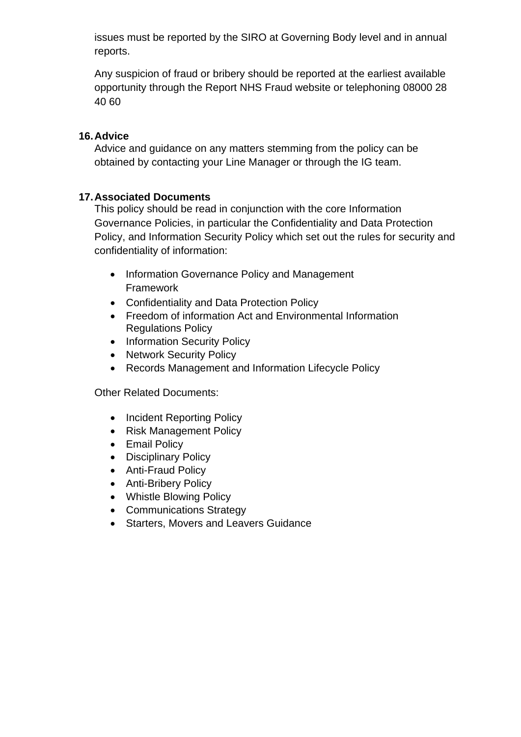issues must be reported by the SIRO at Governing Body level and in annual reports.

Any suspicion of fraud or bribery should be reported at the earliest available opportunity through the Report NHS Fraud website or telephoning 08000 28 40 60

## 16. Advice

Advice and guidance on any matters stemming from the policy can be obtained by contacting your Line Manager or through the IG team.

## 17. Associated Documents

This policy should be read in conjunction with the core Information Governance Policies, in particular the Confidentiality and Data Protection Policy, and Information Security Policy which set out the rules for security and confidentiality of information:

- Information Governance Policy and Management Framework
- Confidentiality and Data Protection Policy
- Freedom of information Act and Environmental Information Regulations Policy
- Information Security Policy
- Network Security Policy
- Records Management and Information Lifecycle Policy

Other Related Documents:

- Incident Reporting Policy
- Risk Management Policy
- Email Policy
- Disciplinary Policy
- Anti-Fraud Policy
- Anti-Bribery Policy
- Whistle Blowing Policy
- Communications Strategy
- Starters, Movers and Leavers Guidance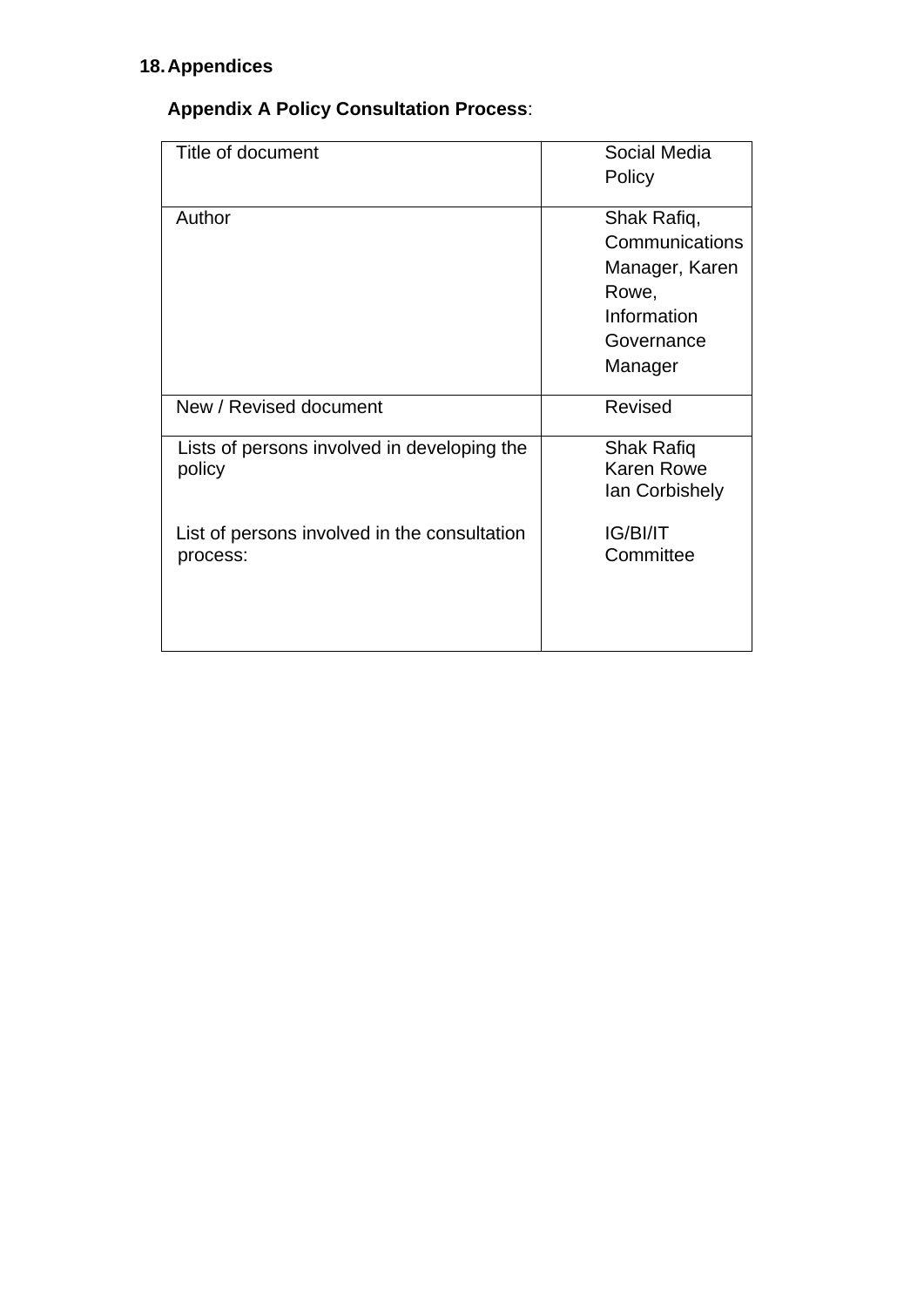## 18. Appendices

**Appendix A Policy Consultation Process**:

| Title of document | Social Media Policy |
|---|---|
| Author | Shak Rafiq, Communications Manager, Karen Rowe, Information Governance Manager |
| New / Revised document | Revised |
| Lists of persons involved in developing the policy<br><br>List of persons involved in the consultation process: | Shak Rafiq<br>Karen Rowe<br>Ian Corbishely<br><br>IG/BI/IT Committee |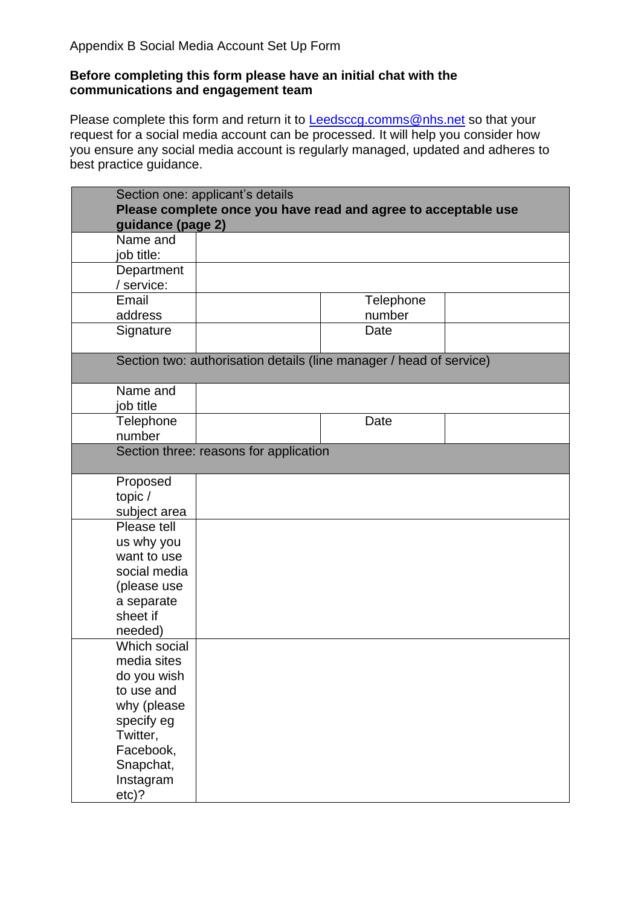Appendix B Social Media Account Set Up Form

**Before completing this form please have an initial chat with the communications and engagement team**

Please complete this form and return it to Leedsccg.comms@nhs.net so that your request for a social media account can be processed. It will help you consider how you ensure any social media account is regularly managed, updated and adheres to best practice guidance.

| Section one: applicant's details<br>**Please complete once you have read and agree to acceptable use guidance (page 2)** | | | |
|---|---|---|---|
| Name and job title: | | | |
| Department / service: | | | |
| Email address | | Telephone number | |
| Signature | | Date | |
| Section two: authorisation details (line manager / head of service) | | | |
| Name and job title | | | |
| Telephone number | | Date | |
| Section three: reasons for application | | | |
| Proposed topic / subject area | | | |
| Please tell us why you want to use social media (please use a separate sheet if needed) | | | |
| Which social media sites do you wish to use and why (please specify eg Twitter, Facebook, Snapchat, Instagram etc)? | | | |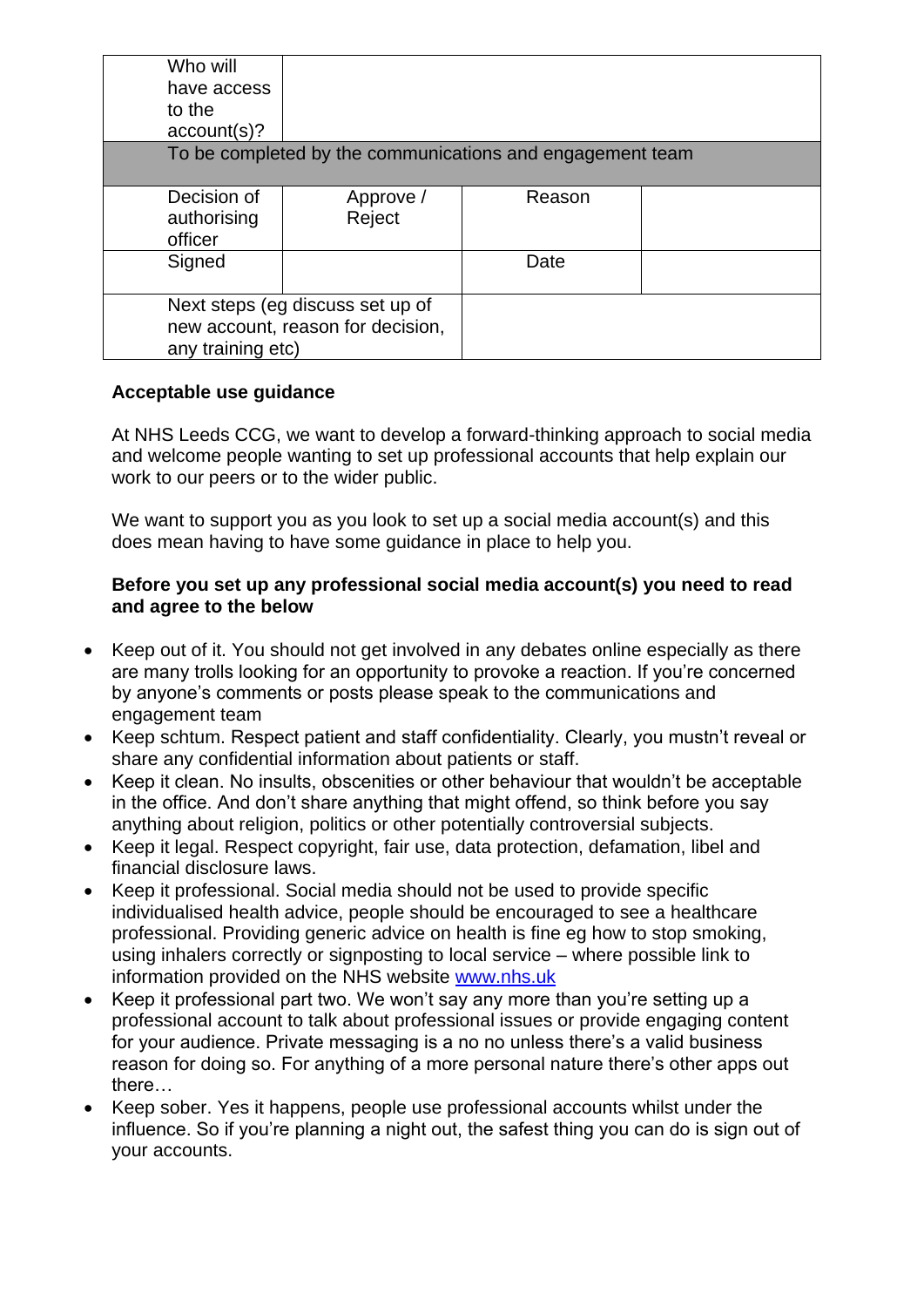| Who will have access to the account(s)? | | | |
|---|---|---|---|
| To be completed by the communications and engagement team | | | |
| Decision of authorising officer | Approve / Reject | Reason | |
| Signed | | Date | |
| Next steps (eg discuss set up of new account, reason for decision, any training etc) | | | |

**Acceptable use guidance**

At NHS Leeds CCG, we want to develop a forward-thinking approach to social media and welcome people wanting to set up professional accounts that help explain our work to our peers or to the wider public.

We want to support you as you look to set up a social media account(s) and this does mean having to have some guidance in place to help you.

**Before you set up any professional social media account(s) you need to read and agree to the below**

- Keep out of it. You should not get involved in any debates online especially as there are many trolls looking for an opportunity to provoke a reaction. If you're concerned by anyone's comments or posts please speak to the communications and engagement team
- Keep schtum. Respect patient and staff confidentiality. Clearly, you mustn't reveal or share any confidential information about patients or staff.
- Keep it clean. No insults, obscenities or other behaviour that wouldn't be acceptable in the office. And don't share anything that might offend, so think before you say anything about religion, politics or other potentially controversial subjects.
- Keep it legal. Respect copyright, fair use, data protection, defamation, libel and financial disclosure laws.
- Keep it professional. Social media should not be used to provide specific individualised health advice, people should be encouraged to see a healthcare professional. Providing generic advice on health is fine eg how to stop smoking, using inhalers correctly or signposting to local service – where possible link to information provided on the NHS website www.nhs.uk
- Keep it professional part two. We won't say any more than you're setting up a professional account to talk about professional issues or provide engaging content for your audience. Private messaging is a no no unless there's a valid business reason for doing so. For anything of a more personal nature there's other apps out there…
- Keep sober. Yes it happens, people use professional accounts whilst under the influence. So if you're planning a night out, the safest thing you can do is sign out of your accounts.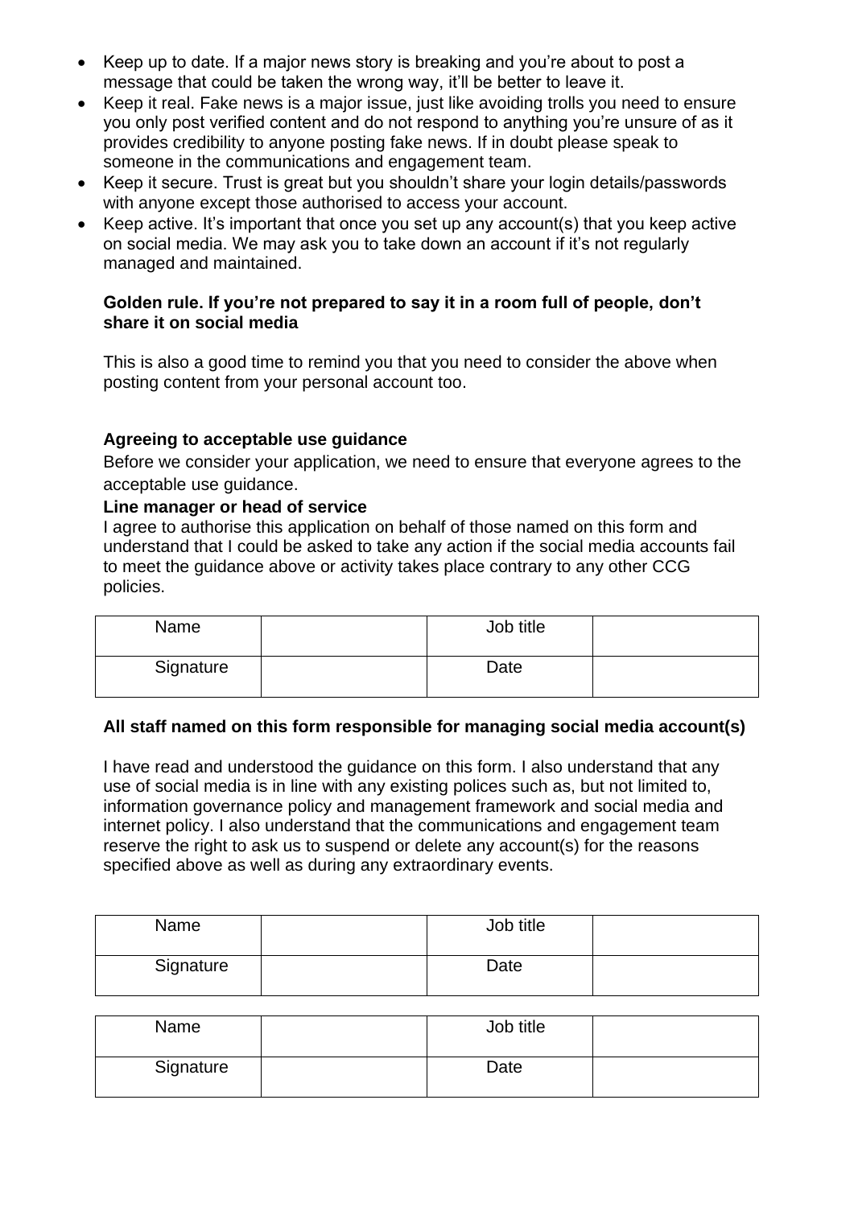- Keep up to date. If a major news story is breaking and you're about to post a message that could be taken the wrong way, it'll be better to leave it.
- Keep it real. Fake news is a major issue, just like avoiding trolls you need to ensure you only post verified content and do not respond to anything you're unsure of as it provides credibility to anyone posting fake news. If in doubt please speak to someone in the communications and engagement team.
- Keep it secure. Trust is great but you shouldn't share your login details/passwords with anyone except those authorised to access your account.
- Keep active. It's important that once you set up any account(s) that you keep active on social media. We may ask you to take down an account if it's not regularly managed and maintained.

**Golden rule. If you're not prepared to say it in a room full of people, don't share it on social media**

This is also a good time to remind you that you need to consider the above when posting content from your personal account too.

**Agreeing to acceptable use guidance**

Before we consider your application, we need to ensure that everyone agrees to the acceptable use guidance.

**Line manager or head of service**

I agree to authorise this application on behalf of those named on this form and understand that I could be asked to take any action if the social media accounts fail to meet the guidance above or activity takes place contrary to any other CCG policies.

| Name | | Job title | |
|---|---|---|---|
| Signature | | Date | |

**All staff named on this form responsible for managing social media account(s)**

I have read and understood the guidance on this form. I also understand that any use of social media is in line with any existing polices such as, but not limited to, information governance policy and management framework and social media and internet policy. I also understand that the communications and engagement team reserve the right to ask us to suspend or delete any account(s) for the reasons specified above as well as during any extraordinary events.

| Name | | Job title | |
|---|---|---|---|
| Signature | | Date | |

| Name | | Job title | |
|---|---|---|---|
| Signature | | Date | |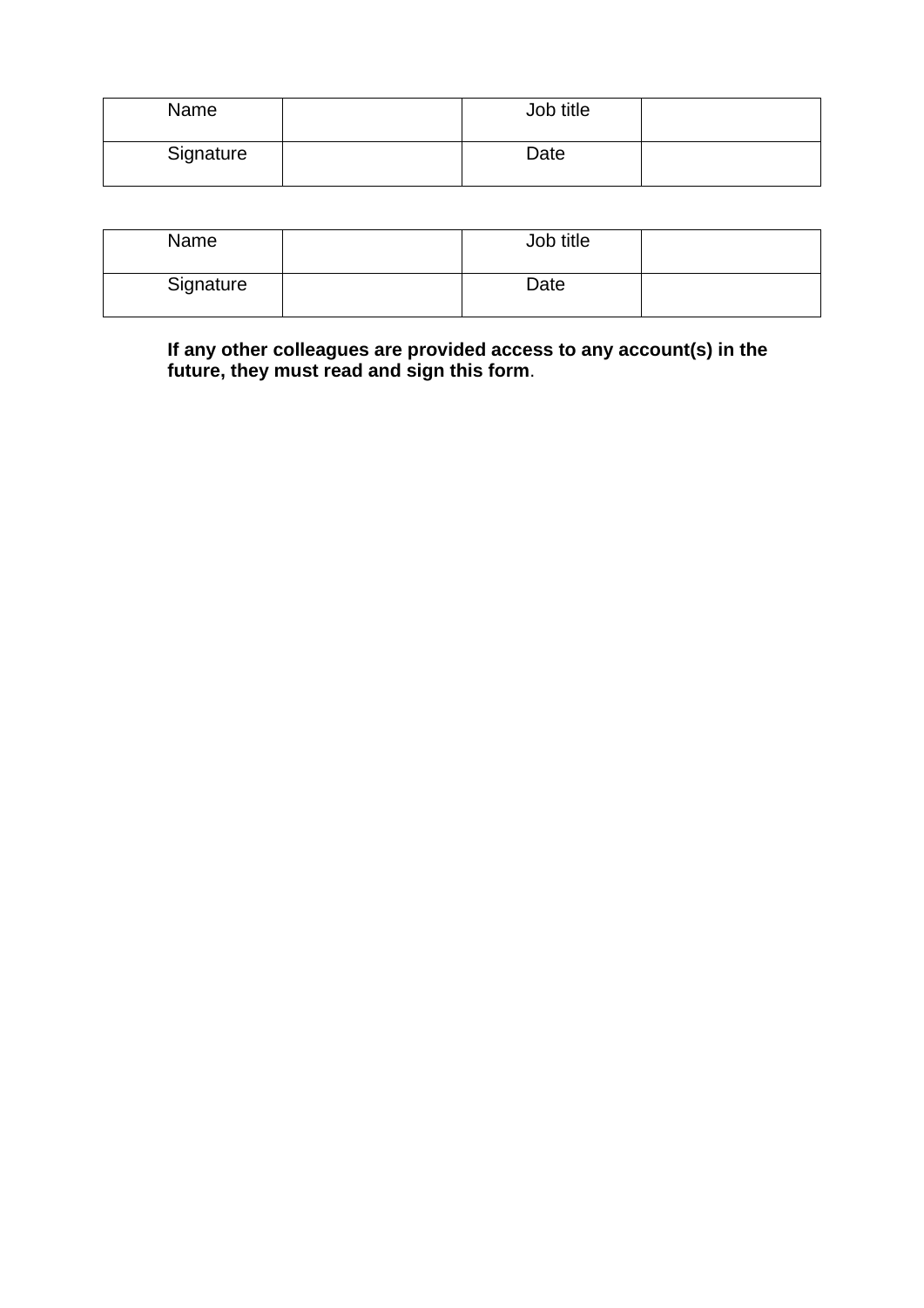| | | | |
|---|---|---|---|
| Name | | Job title | |
| Signature | | Date | |

| | | | |
|---|---|---|---|
| Name | | Job title | |
| Signature | | Date | |

**If any other colleagues are provided access to any account(s) in the future, they must read and sign this form**.